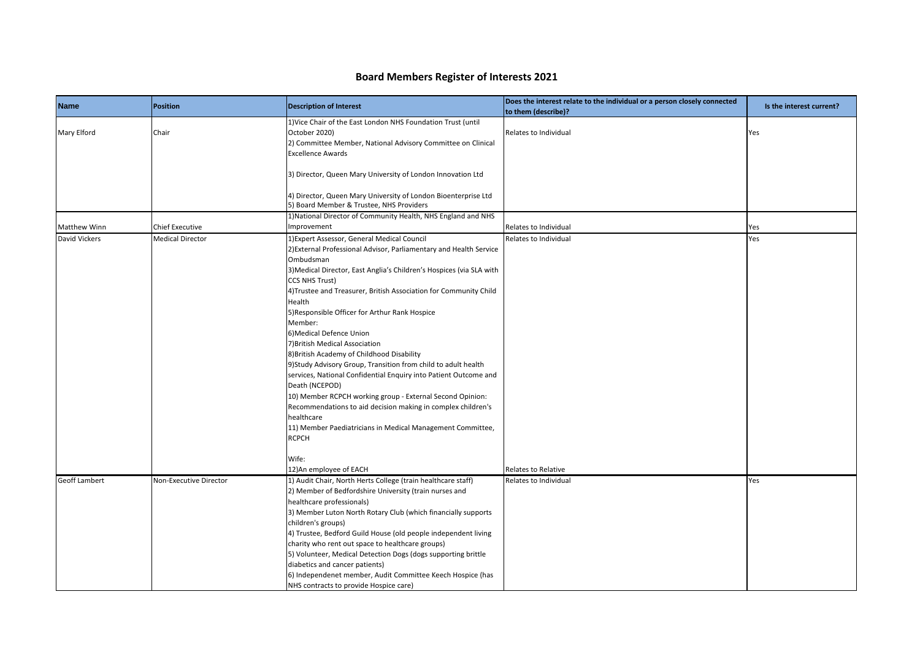# Board Members Register of Interests 2021

| Name | Position | Description of Interest | Does the interest relate to the individual or a person closely connected to them (describe)? | Is the interest current? |
|---|---|---|---|---|
| Mary Elford | Chair | 1)Vice Chair of the East London NHS Foundation Trust (until October 2020)<br>2) Committee Member, National Advisory Committee on Clinical Excellence Awards<br><br>3) Director, Queen Mary University of London Innovation Ltd<br><br>4) Director, Queen Mary University of London Bioenterprise Ltd<br>5) Board Member & Trustee, NHS Providers | Relates to Individual | Yes |
| Matthew Winn | Chief Executive | 1)National Director of Community Health, NHS England and NHS Improvement | Relates to Individual | Yes |
| David Vickers | Medical Director | 1)Expert Assessor, General Medical Council<br>2)External Professional Advisor, Parliamentary and Health Service Ombudsman<br>3)Medical Director, East Anglia's Children's Hospices (via SLA with CCS NHS Trust)<br>4)Trustee and Treasurer, British Association for Community Child Health<br>5)Responsible Officer for Arthur Rank Hospice<br>Member:<br>6)Medical Defence Union<br>7)British Medical Association<br>8)British Academy of Childhood Disability<br>9)Study Advisory Group, Transition from child to adult health services, National Confidential Enquiry into Patient Outcome and Death (NCEPOD)<br>10) Member RCPCH working group - External Second Opinion: Recommendations to aid decision making in complex children's healthcare<br>11) Member Paediatricians in Medical Management Committee, RCPCH<br><br>Wife:<br>12)An employee of EACH | Relates to Individual<br><br><br><br><br><br><br><br><br><br><br><br><br><br><br><br>Relates to Relative | Yes |
| Geoff Lambert | Non-Executive Director | 1) Audit Chair, North Herts College (train healthcare staff)<br>2) Member of Bedfordshire University (train nurses and healthcare professionals)<br>3) Member Luton North Rotary Club (which financially supports children's groups)<br>4) Trustee, Bedford Guild House (old people independent living charity who rent out space to healthcare groups)<br>5) Volunteer, Medical Detection Dogs (dogs supporting brittle diabetics and cancer patients)<br>6) Independenet member, Audit Committee Keech Hospice (has NHS contracts to provide Hospice care) | Relates to Individual | Yes |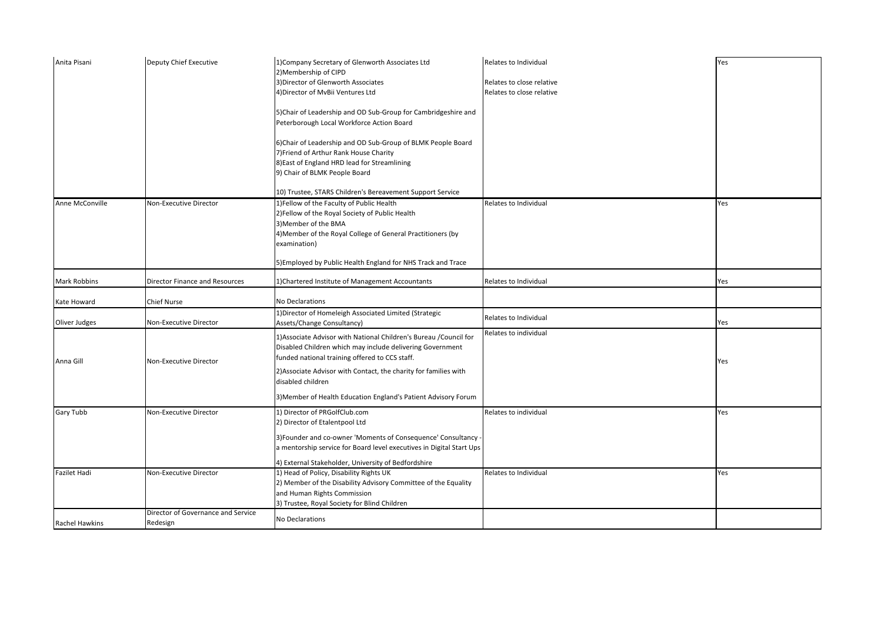| | | | | |
|---|---|---|---|---|
| Anita Pisani | Deputy Chief Executive | 1)Company Secretary of Glenworth Associates Ltd<br>2)Membership of CIPD<br>3)Director of Glenworth Associates<br>4)Director of MvBii Ventures Ltd<br>5)Chair of Leadership and OD Sub-Group for Cambridgeshire and Peterborough Local Workforce Action Board<br>6)Chair of Leadership and OD Sub-Group of BLMK People Board<br>7)Friend of Arthur Rank House Charity<br>8)East of England HRD lead for Streamlining<br>9) Chair of BLMK People Board<br>10) Trustee, STARS Children's Bereavement Support Service | Relates to Individual<br><br>Relates to close relative<br>Relates to close relative | Yes |
| Anne McConville | Non-Executive Director | 1)Fellow of the Faculty of Public Health<br>2)Fellow of the Royal Society of Public Health<br>3)Member of the BMA<br>4)Member of the Royal College of General Practitioners (by examination)<br>5)Employed by Public Health England for NHS Track and Trace | Relates to Individual | Yes |
| Mark Robbins | Director Finance and Resources | 1)Chartered Institute of Management Accountants | Relates to Individual | Yes |
| Kate Howard | Chief Nurse | No Declarations | | |
| Oliver Judges | Non-Executive Director | 1)Director of Homeleigh Associated Limited (Strategic Assets/Change Consultancy) | Relates to Individual | Yes |
| Anna Gill | Non-Executive Director | 1)Associate Advisor with National Children's Bureau /Council for Disabled Children which may include delivering Government funded national training offered to CCS staff.<br>2)Associate Advisor with Contact, the charity for families with disabled children<br>3)Member of Health Education England's Patient Advisory Forum | Relates to individual | Yes |
| Gary Tubb | Non-Executive Director | 1) Director of PRGolfClub.com<br>2) Director of Etalentpool Ltd<br>3)Founder and co-owner 'Moments of Consequence' Consultancy - a mentorship service for Board level executives in Digital Start Ups<br>4) External Stakeholder, University of Bedfordshire | Relates to individual | Yes |
| Fazilet Hadi | Non-Executive Director | 1) Head of Policy, Disability Rights UK<br>2) Member of the Disability Advisory Committee of the Equality and Human Rights Commission<br>3) Trustee, Royal Society for Blind Children | Relates to Individual | Yes |
| Rachel Hawkins | Director of Governance and Service Redesign | No Declarations | | |